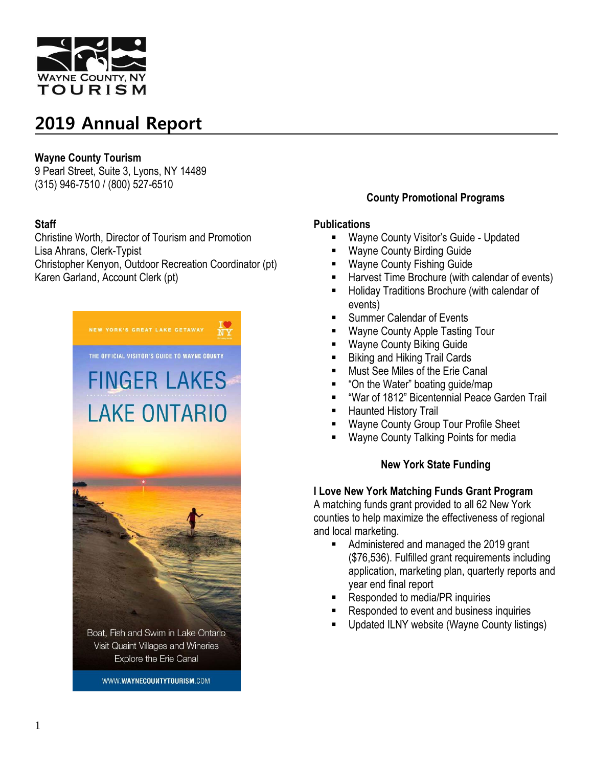# 2019 Annual Report

**Wayne County Tourism**
9 Pearl Street, Suite 3, Lyons, NY 14489
(315) 946-7510 / (800) 527-6510

**Staff**
Christine Worth, Director of Tourism and Promotion
Lisa Ahrans, Clerk-Typist
Christopher Kenyon, Outdoor Recreation Coordinator (pt)
Karen Garland, Account Clerk (pt)

## County Promotional Programs

**Publications**

- Wayne County Visitor's Guide - Updated
- Wayne County Birding Guide
- Wayne County Fishing Guide
- Harvest Time Brochure (with calendar of events)
- Holiday Traditions Brochure (with calendar of events)
- Summer Calendar of Events
- Wayne County Apple Tasting Tour
- Wayne County Biking Guide
- Biking and Hiking Trail Cards
- Must See Miles of the Erie Canal
- "On the Water" boating guide/map
- "War of 1812" Bicentennial Peace Garden Trail
- Haunted History Trail
- Wayne County Group Tour Profile Sheet
- Wayne County Talking Points for media

## New York State Funding

**I Love New York Matching Funds Grant Program**
A matching funds grant provided to all 62 New York counties to help maximize the effectiveness of regional and local marketing.

- Administered and managed the 2019 grant ($76,536). Fulfilled grant requirements including application, marketing plan, quarterly reports and year end final report
- Responded to media/PR inquiries
- Responded to event and business inquiries
- Updated ILNY website (Wayne County listings)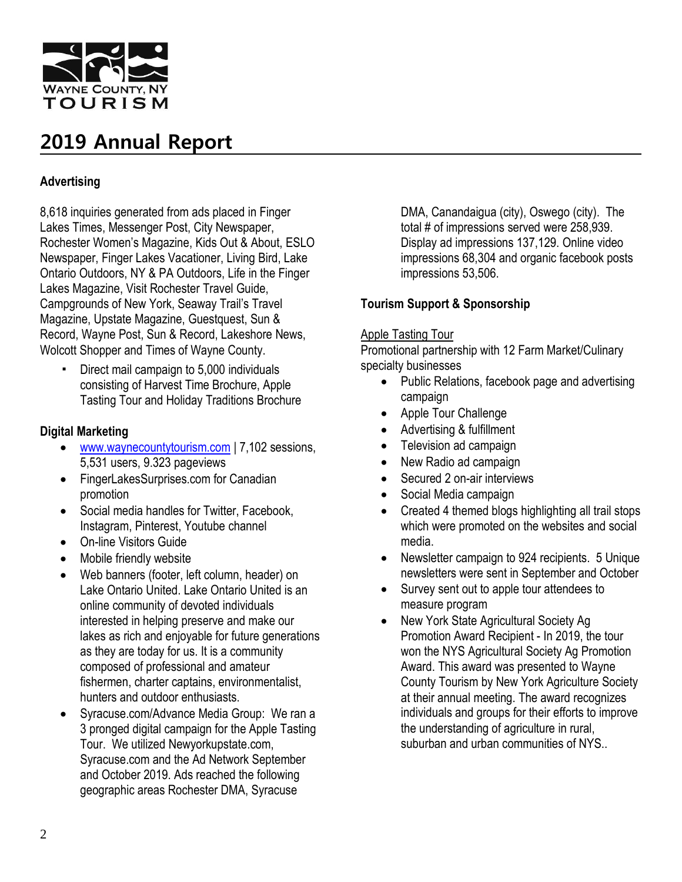WAYNE COUNTY, NY
TOURISM

# 2019 Annual Report

## Advertising

8,618 inquiries generated from ads placed in Finger Lakes Times, Messenger Post, City Newspaper, Rochester Women's Magazine, Kids Out & About, ESLO Newspaper, Finger Lakes Vacationer, Living Bird, Lake Ontario Outdoors, NY & PA Outdoors, Life in the Finger Lakes Magazine, Visit Rochester Travel Guide, Campgrounds of New York, Seaway Trail's Travel Magazine, Upstate Magazine, Guestquest, Sun & Record, Wayne Post, Sun & Record, Lakeshore News, Wolcott Shopper and Times of Wayne County.

- Direct mail campaign to 5,000 individuals consisting of Harvest Time Brochure, Apple Tasting Tour and Holiday Traditions Brochure

## Digital Marketing

- www.waynecountytourism.com | 7,102 sessions, 5,531 users, 9.323 pageviews
- FingerLakesSurprises.com for Canadian promotion
- Social media handles for Twitter, Facebook, Instagram, Pinterest, Youtube channel
- On-line Visitors Guide
- Mobile friendly website
- Web banners (footer, left column, header) on Lake Ontario United. Lake Ontario United is an online community of devoted individuals interested in helping preserve and make our lakes as rich and enjoyable for future generations as they are today for us. It is a community composed of professional and amateur fishermen, charter captains, environmentalist, hunters and outdoor enthusiasts.
- Syracuse.com/Advance Media Group: We ran a 3 pronged digital campaign for the Apple Tasting Tour. We utilized Newyorkupstate.com, Syracuse.com and the Ad Network September and October 2019. Ads reached the following geographic areas Rochester DMA, Syracuse DMA, Canandaigua (city), Oswego (city). The total # of impressions served were 258,939. Display ad impressions 137,129. Online video impressions 68,304 and organic facebook posts impressions 53,506.

## Tourism Support & Sponsorship

Apple Tasting Tour

Promotional partnership with 12 Farm Market/Culinary specialty businesses

- Public Relations, facebook page and advertising campaign
- Apple Tour Challenge
- Advertising & fulfillment
- Television ad campaign
- New Radio ad campaign
- Secured 2 on-air interviews
- Social Media campaign
- Created 4 themed blogs highlighting all trail stops which were promoted on the websites and social media.
- Newsletter campaign to 924 recipients. 5 Unique newsletters were sent in September and October
- Survey sent out to apple tour attendees to measure program
- New York State Agricultural Society Ag Promotion Award Recipient - In 2019, the tour won the NYS Agricultural Society Ag Promotion Award. This award was presented to Wayne County Tourism by New York Agriculture Society at their annual meeting. The award recognizes individuals and groups for their efforts to improve the understanding of agriculture in rural, suburban and urban communities of NYS..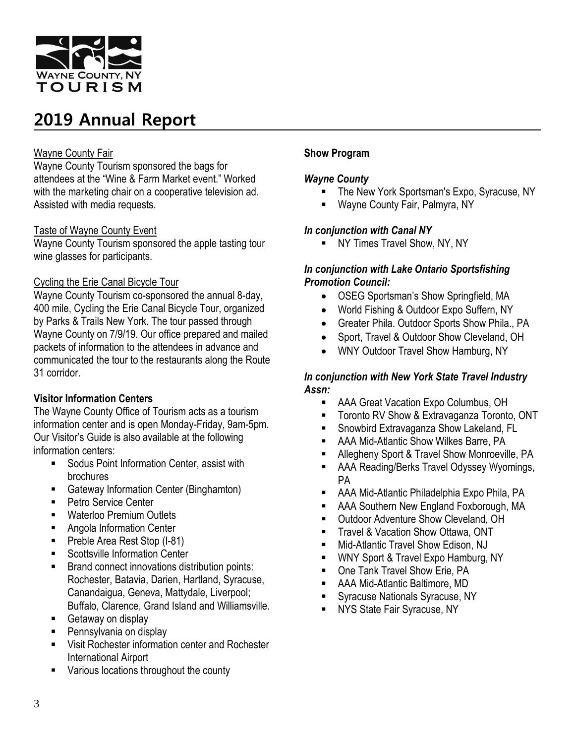# 2019 Annual Report

Wayne County Fair

Wayne County Tourism sponsored the bags for attendees at the "Wine & Farm Market event." Worked with the marketing chair on a cooperative television ad. Assisted with media requests.

Taste of Wayne County Event

Wayne County Tourism sponsored the apple tasting tour wine glasses for participants.

Cycling the Erie Canal Bicycle Tour

Wayne County Tourism co-sponsored the annual 8-day, 400 mile, Cycling the Erie Canal Bicycle Tour, organized by Parks & Trails New York. The tour passed through Wayne County on 7/9/19. Our office prepared and mailed packets of information to the attendees in advance and communicated the tour to the restaurants along the Route 31 corridor.

**Visitor Information Centers**

The Wayne County Office of Tourism acts as a tourism information center and is open Monday-Friday, 9am-5pm. Our Visitor's Guide is also available at the following information centers:

- Sodus Point Information Center, assist with brochures
- Gateway Information Center (Binghamton)
- Petro Service Center
- Waterloo Premium Outlets
- Angola Information Center
- Preble Area Rest Stop (I-81)
- Scottsville Information Center
- Brand connect innovations distribution points: Rochester, Batavia, Darien, Hartland, Syracuse, Canandaigua, Geneva, Mattydale, Liverpool; Buffalo, Clarence, Grand Island and Williamsville.
- Getaway on display
- Pennsylvania on display
- Visit Rochester information center and Rochester International Airport
- Various locations throughout the county

**Show Program**

***Wayne County***

- The New York Sportsman's Expo, Syracuse, NY
- Wayne County Fair, Palmyra, NY

***In conjunction with Canal NY***

- NY Times Travel Show, NY, NY

***In conjunction with Lake Ontario Sportsfishing Promotion Council:***

- OSEG Sportsman's Show Springfield, MA
- World Fishing & Outdoor Expo Suffern, NY
- Greater Phila. Outdoor Sports Show Phila., PA
- Sport, Travel & Outdoor Show Cleveland, OH
- WNY Outdoor Travel Show Hamburg, NY

***In conjunction with New York State Travel Industry Assn:***

- AAA Great Vacation Expo Columbus, OH
- Toronto RV Show & Extravaganza Toronto, ONT
- Snowbird Extravaganza Show Lakeland, FL
- AAA Mid-Atlantic Show Wilkes Barre, PA
- Allegheny Sport & Travel Show Monroeville, PA
- AAA Reading/Berks Travel Odyssey Wyomings, PA
- AAA Mid-Atlantic Philadelphia Expo Phila, PA
- AAA Southern New England Foxborough, MA
- Outdoor Adventure Show Cleveland, OH
- Travel & Vacation Show Ottawa, ONT
- Mid-Atlantic Travel Show Edison, NJ
- WNY Sport & Travel Expo Hamburg, NY
- One Tank Travel Show Erie, PA
- AAA Mid-Atlantic Baltimore, MD
- Syracuse Nationals Syracuse, NY
- NYS State Fair Syracuse, NY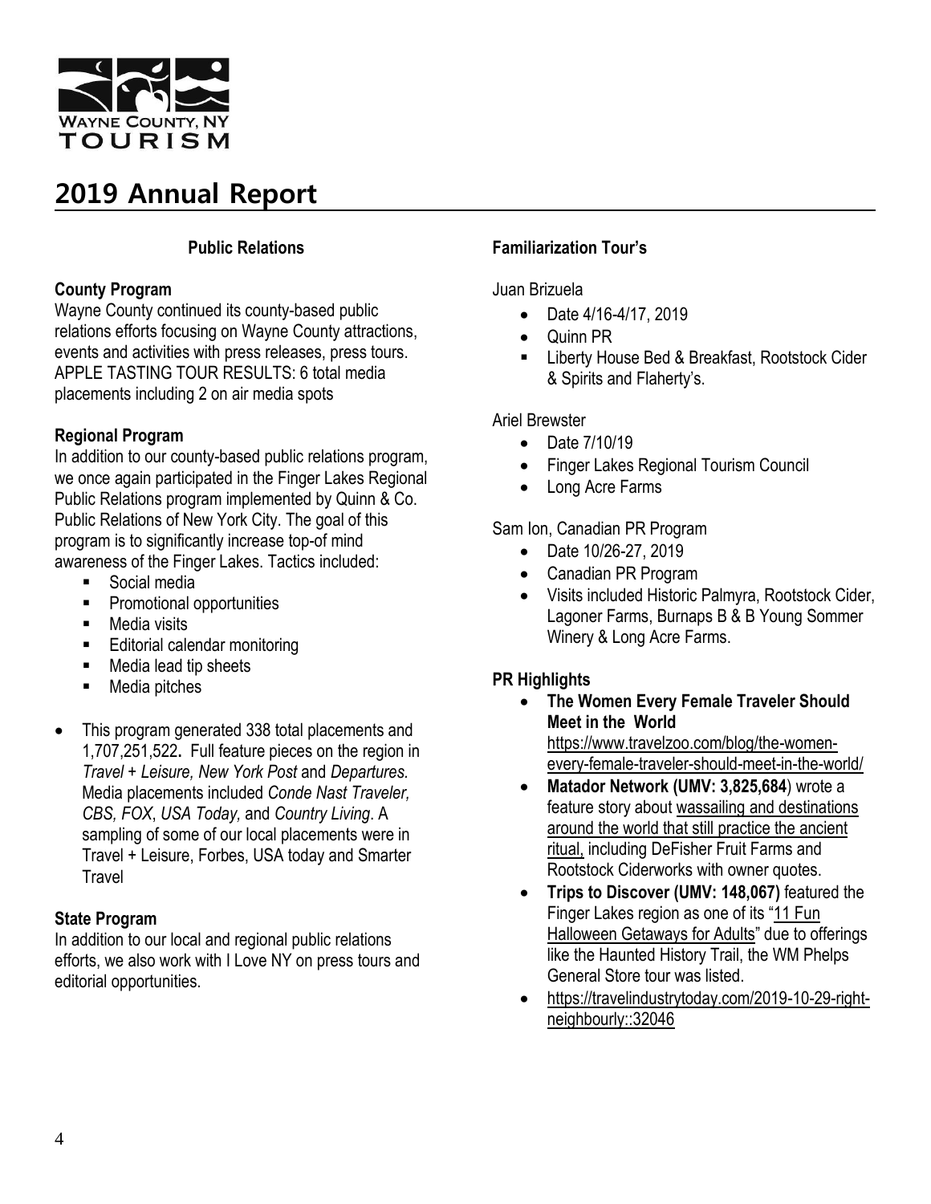WAYNE COUNTY, NY TOURISM

# 2019 Annual Report

## Public Relations

### County Program

Wayne County continued its county-based public relations efforts focusing on Wayne County attractions, events and activities with press releases, press tours. APPLE TASTING TOUR RESULTS: 6 total media placements including 2 on air media spots

### Regional Program

In addition to our county-based public relations program, we once again participated in the Finger Lakes Regional Public Relations program implemented by Quinn & Co. Public Relations of New York City. The goal of this program is to significantly increase top-of mind awareness of the Finger Lakes. Tactics included:

- Social media
- Promotional opportunities
- Media visits
- Editorial calendar monitoring
- Media lead tip sheets
- Media pitches

- This program generated 338 total placements and 1,707,251,522**.** Full feature pieces on the region in *Travel + Leisure, New York Post* and *Departures.* Media placements included *Conde Nast Traveler, CBS, FOX*, *USA Today,* and *Country Living*. A sampling of some of our local placements were in Travel + Leisure, Forbes, USA today and Smarter Travel

### State Program

In addition to our local and regional public relations efforts, we also work with I Love NY on press tours and editorial opportunities.

### Familiarization Tour's

Juan Brizuela

- Date 4/16-4/17, 2019
- Quinn PR
- Liberty House Bed & Breakfast, Rootstock Cider & Spirits and Flaherty's.

Ariel Brewster

- Date 7/10/19
- Finger Lakes Regional Tourism Council
- Long Acre Farms

Sam Ion, Canadian PR Program

- Date 10/26-27, 2019
- Canadian PR Program
- Visits included Historic Palmyra, Rootstock Cider, Lagoner Farms, Burnaps B & B Young Sommer Winery & Long Acre Farms.

### PR Highlights

- **The Women Every Female Traveler Should Meet in the World** https://www.travelzoo.com/blog/the-women-every-female-traveler-should-meet-in-the-world/
- **Matador Network (UMV: 3,825,684**) wrote a feature story about wassailing and destinations around the world that still practice the ancient ritual, including DeFisher Fruit Farms and Rootstock Ciderworks with owner quotes.
- **Trips to Discover (UMV: 148,067)** featured the Finger Lakes region as one of its "11 Fun Halloween Getaways for Adults" due to offerings like the Haunted History Trail, the WM Phelps General Store tour was listed.
- https://travelindustrytoday.com/2019-10-29-right-neighbourly::32046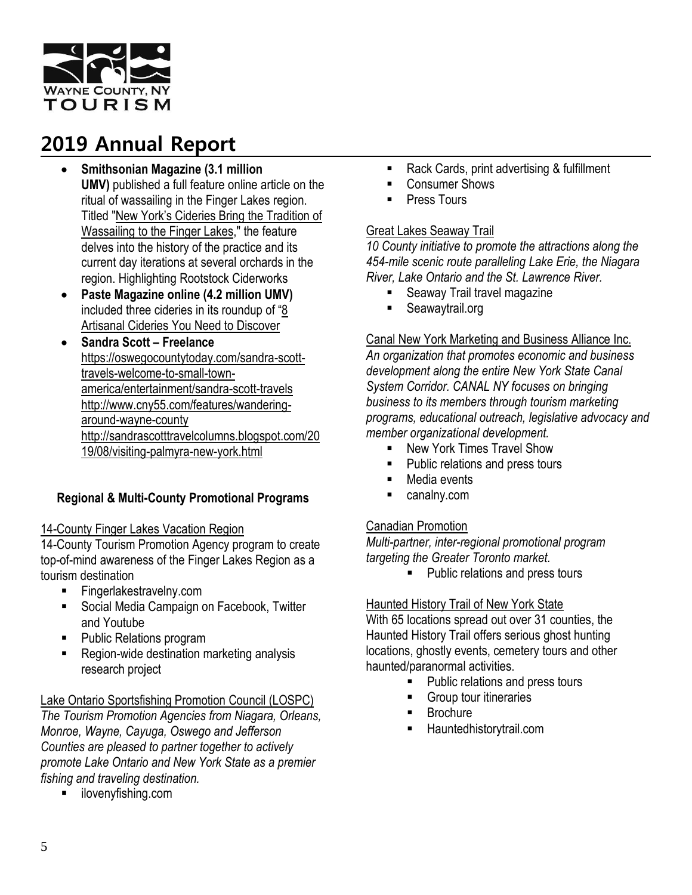# 2019 Annual Report

- **Smithsonian Magazine (3.1 million UMV)** published a full feature online article on the ritual of wassailing in the Finger Lakes region. Titled "New York's Cideries Bring the Tradition of Wassailing to the Finger Lakes," the feature delves into the history of the practice and its current day iterations at several orchards in the region. Highlighting Rootstock Ciderworks
- **Paste Magazine online (4.2 million UMV)** included three cideries in its roundup of "8 Artisanal Cideries You Need to Discover
- **Sandra Scott – Freelance** https://oswegocountytoday.com/sandra-scott-travels-welcome-to-small-town-america/entertainment/sandra-scott-travels http://www.cny55.com/features/wandering-around-wayne-county http://sandrascotttravelcolumns.blogspot.com/2019/08/visiting-palmyra-new-york.html

**Regional & Multi-County Promotional Programs**

14-County Finger Lakes Vacation Region

14-County Tourism Promotion Agency program to create top-of-mind awareness of the Finger Lakes Region as a tourism destination

- Fingerlakestravelny.com
- Social Media Campaign on Facebook, Twitter and Youtube
- Public Relations program
- Region-wide destination marketing analysis research project

Lake Ontario Sportsfishing Promotion Council (LOSPC)

*The Tourism Promotion Agencies from Niagara, Orleans, Monroe, Wayne, Cayuga, Oswego and Jefferson Counties are pleased to partner together to actively promote Lake Ontario and New York State as a premier fishing and traveling destination.*

- ilovenyfishing.com
- Rack Cards, print advertising & fulfillment
- Consumer Shows
- Press Tours

Great Lakes Seaway Trail

*10 County initiative to promote the attractions along the 454-mile scenic route paralleling Lake Erie, the Niagara River, Lake Ontario and the St. Lawrence River.*

- Seaway Trail travel magazine
- Seawaytrail.org

Canal New York Marketing and Business Alliance Inc.

*An organization that promotes economic and business development along the entire New York State Canal System Corridor. CANAL NY focuses on bringing business to its members through tourism marketing programs, educational outreach, legislative advocacy and member organizational development.*

- New York Times Travel Show
- Public relations and press tours
- Media events
- canalny.com

Canadian Promotion

*Multi-partner, inter-regional promotional program targeting the Greater Toronto market.*

- Public relations and press tours

Haunted History Trail of New York State

With 65 locations spread out over 31 counties, the Haunted History Trail offers serious ghost hunting locations, ghostly events, cemetery tours and other haunted/paranormal activities.

- Public relations and press tours
- Group tour itineraries
- Brochure
- Hauntedhistorytrail.com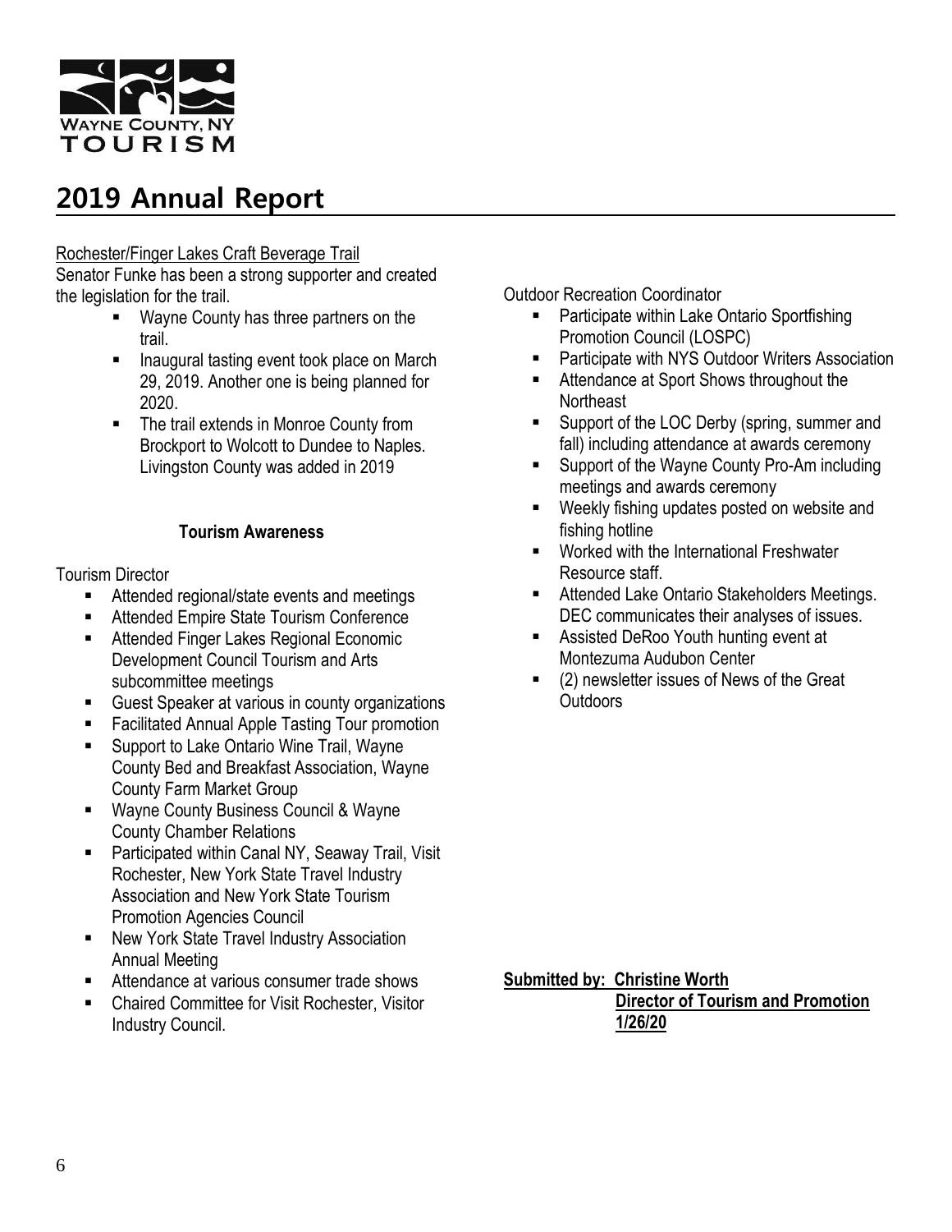WAYNE COUNTY, NY
TOURISM

# 2019 Annual Report

Rochester/Finger Lakes Craft Beverage Trail

Senator Funke has been a strong supporter and created the legislation for the trail.

- Wayne County has three partners on the trail.
- Inaugural tasting event took place on March 29, 2019. Another one is being planned for 2020.
- The trail extends in Monroe County from Brockport to Wolcott to Dundee to Naples. Livingston County was added in 2019

### Tourism Awareness

Tourism Director

- Attended regional/state events and meetings
- Attended Empire State Tourism Conference
- Attended Finger Lakes Regional Economic Development Council Tourism and Arts subcommittee meetings
- Guest Speaker at various in county organizations
- Facilitated Annual Apple Tasting Tour promotion
- Support to Lake Ontario Wine Trail, Wayne County Bed and Breakfast Association, Wayne County Farm Market Group
- Wayne County Business Council & Wayne County Chamber Relations
- Participated within Canal NY, Seaway Trail, Visit Rochester, New York State Travel Industry Association and New York State Tourism Promotion Agencies Council
- New York State Travel Industry Association Annual Meeting
- Attendance at various consumer trade shows
- Chaired Committee for Visit Rochester, Visitor Industry Council.

Outdoor Recreation Coordinator

- Participate within Lake Ontario Sportfishing Promotion Council (LOSPC)
- Participate with NYS Outdoor Writers Association
- Attendance at Sport Shows throughout the Northeast
- Support of the LOC Derby (spring, summer and fall) including attendance at awards ceremony
- Support of the Wayne County Pro-Am including meetings and awards ceremony
- Weekly fishing updates posted on website and fishing hotline
- Worked with the International Freshwater Resource staff.
- Attended Lake Ontario Stakeholders Meetings. DEC communicates their analyses of issues.
- Assisted DeRoo Youth hunting event at Montezuma Audubon Center
- (2) newsletter issues of News of the Great Outdoors

**Submitted by: Christine Worth**
**Director of Tourism and Promotion**
**1/26/20**